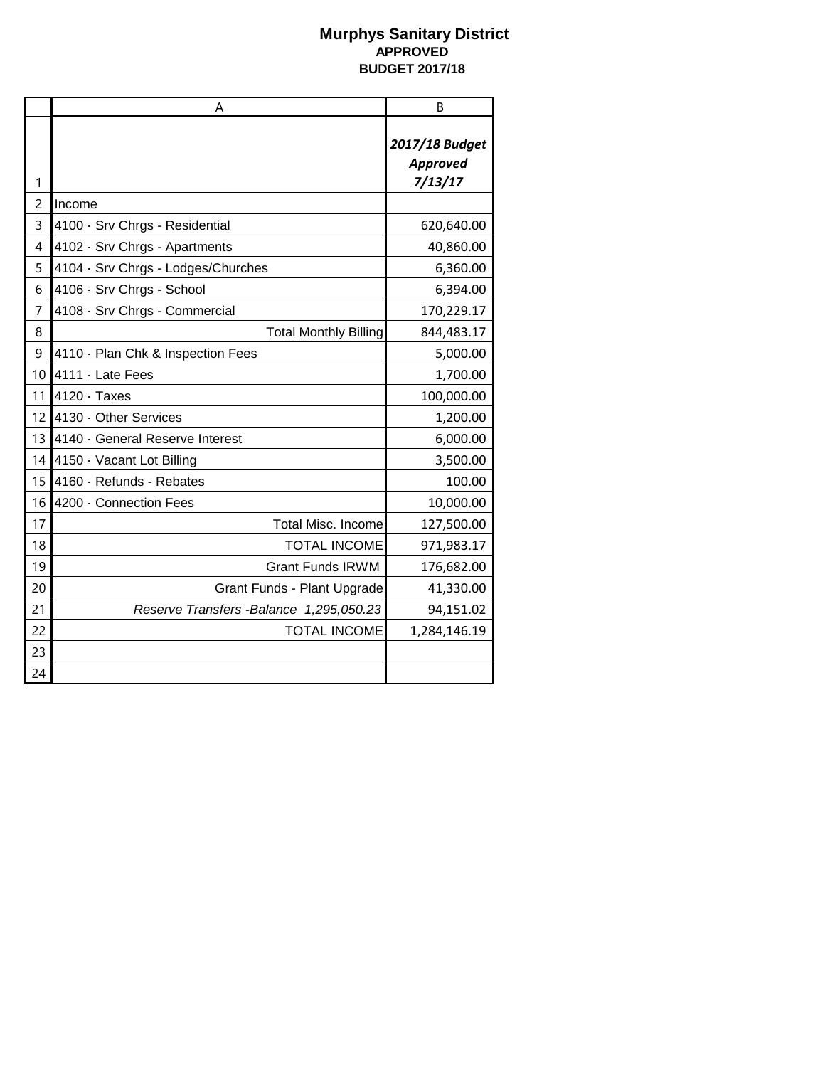# Murphys Sanitary District

## APPROVED

## BUDGET 2017/18

| | A | B |
|---|---|---|
| 1 | | ***2017/18 Budget Approved 7/13/17*** |
| 2 | Income | |
| 3 | 4100 · Srv Chrgs - Residential | 620,640.00 |
| 4 | 4102 · Srv Chrgs - Apartments | 40,860.00 |
| 5 | 4104 · Srv Chrgs - Lodges/Churches | 6,360.00 |
| 6 | 4106 · Srv Chrgs - School | 6,394.00 |
| 7 | 4108 · Srv Chrgs - Commercial | 170,229.17 |
| 8 | Total Monthly Billing | 844,483.17 |
| 9 | 4110 · Plan Chk & Inspection Fees | 5,000.00 |
| 10 | 4111 · Late Fees | 1,700.00 |
| 11 | 4120 · Taxes | 100,000.00 |
| 12 | 4130 · Other Services | 1,200.00 |
| 13 | 4140 · General Reserve Interest | 6,000.00 |
| 14 | 4150 · Vacant Lot Billing | 3,500.00 |
| 15 | 4160 · Refunds - Rebates | 100.00 |
| 16 | 4200 · Connection Fees | 10,000.00 |
| 17 | Total Misc. Income | 127,500.00 |
| 18 | TOTAL INCOME | 971,983.17 |
| 19 | Grant Funds IRWM | 176,682.00 |
| 20 | Grant Funds - Plant Upgrade | 41,330.00 |
| 21 | *Reserve Transfers -Balance 1,295,050.23* | 94,151.02 |
| 22 | TOTAL INCOME | 1,284,146.19 |
| 23 | | |
| 24 | | |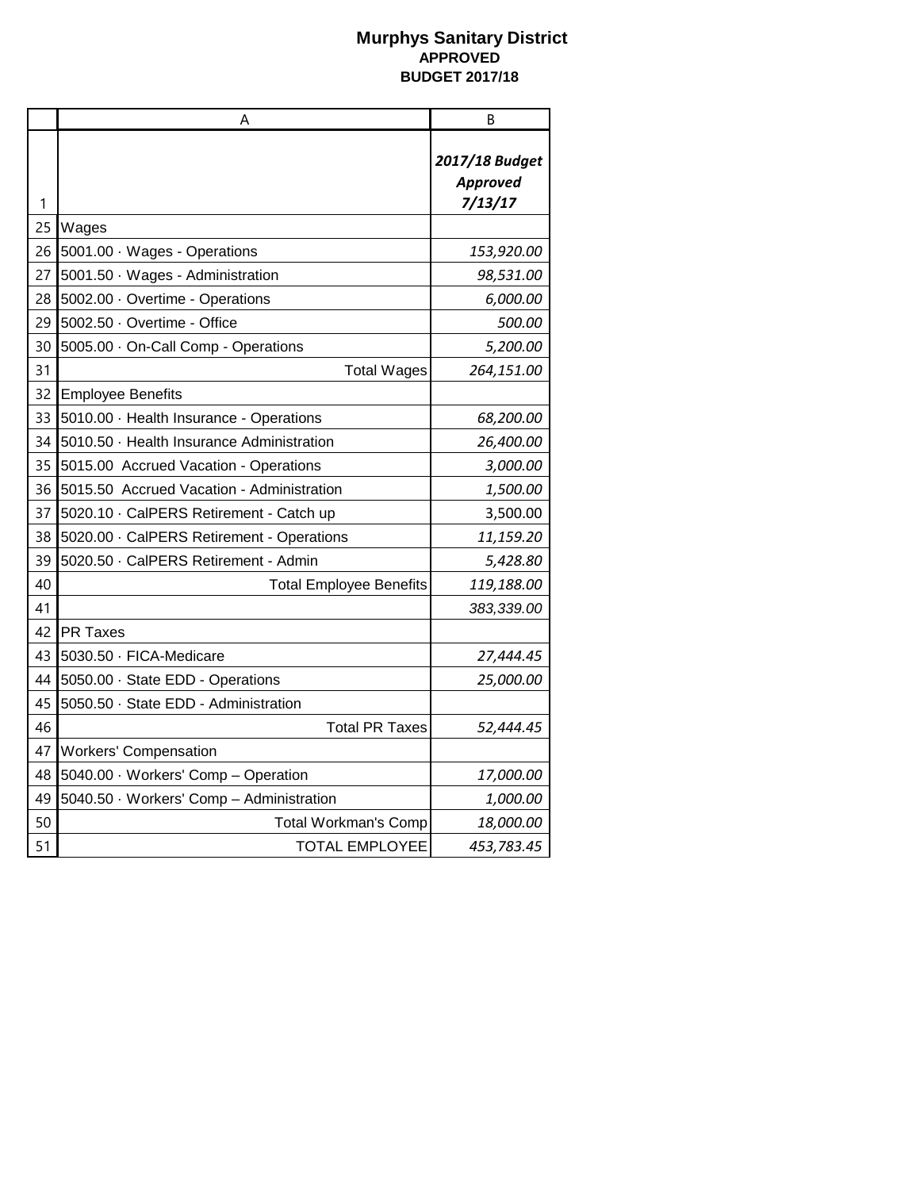# Murphys Sanitary District
## APPROVED
## BUDGET 2017/18

| | A | B |
|---|---|---|
| 1 | | *2017/18 Budget Approved 7/13/17* |
| 25 | Wages | |
| 26 | 5001.00 · Wages - Operations | *153,920.00* |
| 27 | 5001.50 · Wages - Administration | *98,531.00* |
| 28 | 5002.00 · Overtime - Operations | *6,000.00* |
| 29 | 5002.50 · Overtime - Office | *500.00* |
| 30 | 5005.00 · On-Call Comp - Operations | *5,200.00* |
| 31 | Total Wages | *264,151.00* |
| 32 | Employee Benefits | |
| 33 | 5010.00 · Health Insurance - Operations | *68,200.00* |
| 34 | 5010.50 · Health Insurance Administration | *26,400.00* |
| 35 | 5015.00 Accrued Vacation - Operations | *3,000.00* |
| 36 | 5015.50 Accrued Vacation - Administration | *1,500.00* |
| 37 | 5020.10 · CalPERS Retirement - Catch up | 3,500.00 |
| 38 | 5020.00 · CalPERS Retirement - Operations | *11,159.20* |
| 39 | 5020.50 · CalPERS Retirement - Admin | *5,428.80* |
| 40 | Total Employee Benefits | *119,188.00* |
| 41 | | *383,339.00* |
| 42 | PR Taxes | |
| 43 | 5030.50 · FICA-Medicare | *27,444.45* |
| 44 | 5050.00 · State EDD - Operations | *25,000.00* |
| 45 | 5050.50 · State EDD - Administration | |
| 46 | Total PR Taxes | *52,444.45* |
| 47 | Workers' Compensation | |
| 48 | 5040.00 · Workers' Comp – Operation | *17,000.00* |
| 49 | 5040.50 · Workers' Comp – Administration | *1,000.00* |
| 50 | Total Workman's Comp | *18,000.00* |
| 51 | TOTAL EMPLOYEE | *453,783.45* |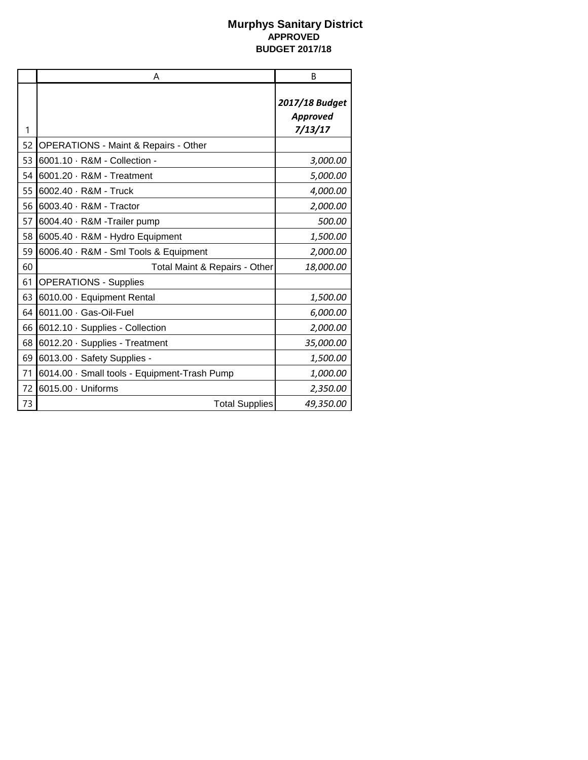**Murphys Sanitary District**
**APPROVED**
**BUDGET 2017/18**

| | A | B |
|---|---|---|
| 1 | | ***2017/18 Budget Approved 7/13/17*** |
| 52 | OPERATIONS - Maint & Repairs - Other | |
| 53 | 6001.10 · R&M - Collection - | *3,000.00* |
| 54 | 6001.20 · R&M - Treatment | *5,000.00* |
| 55 | 6002.40 · R&M - Truck | *4,000.00* |
| 56 | 6003.40 · R&M - Tractor | *2,000.00* |
| 57 | 6004.40 · R&M -Trailer pump | *500.00* |
| 58 | 6005.40 · R&M - Hydro Equipment | *1,500.00* |
| 59 | 6006.40 · R&M - Sml Tools & Equipment | *2,000.00* |
| 60 | Total Maint & Repairs - Other | *18,000.00* |
| 61 | OPERATIONS - Supplies | |
| 63 | 6010.00 · Equipment Rental | *1,500.00* |
| 64 | 6011.00 · Gas-Oil-Fuel | *6,000.00* |
| 66 | 6012.10 · Supplies - Collection | *2,000.00* |
| 68 | 6012.20 · Supplies - Treatment | *35,000.00* |
| 69 | 6013.00 · Safety Supplies - | *1,500.00* |
| 71 | 6014.00 · Small tools - Equipment-Trash Pump | *1,000.00* |
| 72 | 6015.00 · Uniforms | *2,350.00* |
| 73 | Total Supplies | *49,350.00* |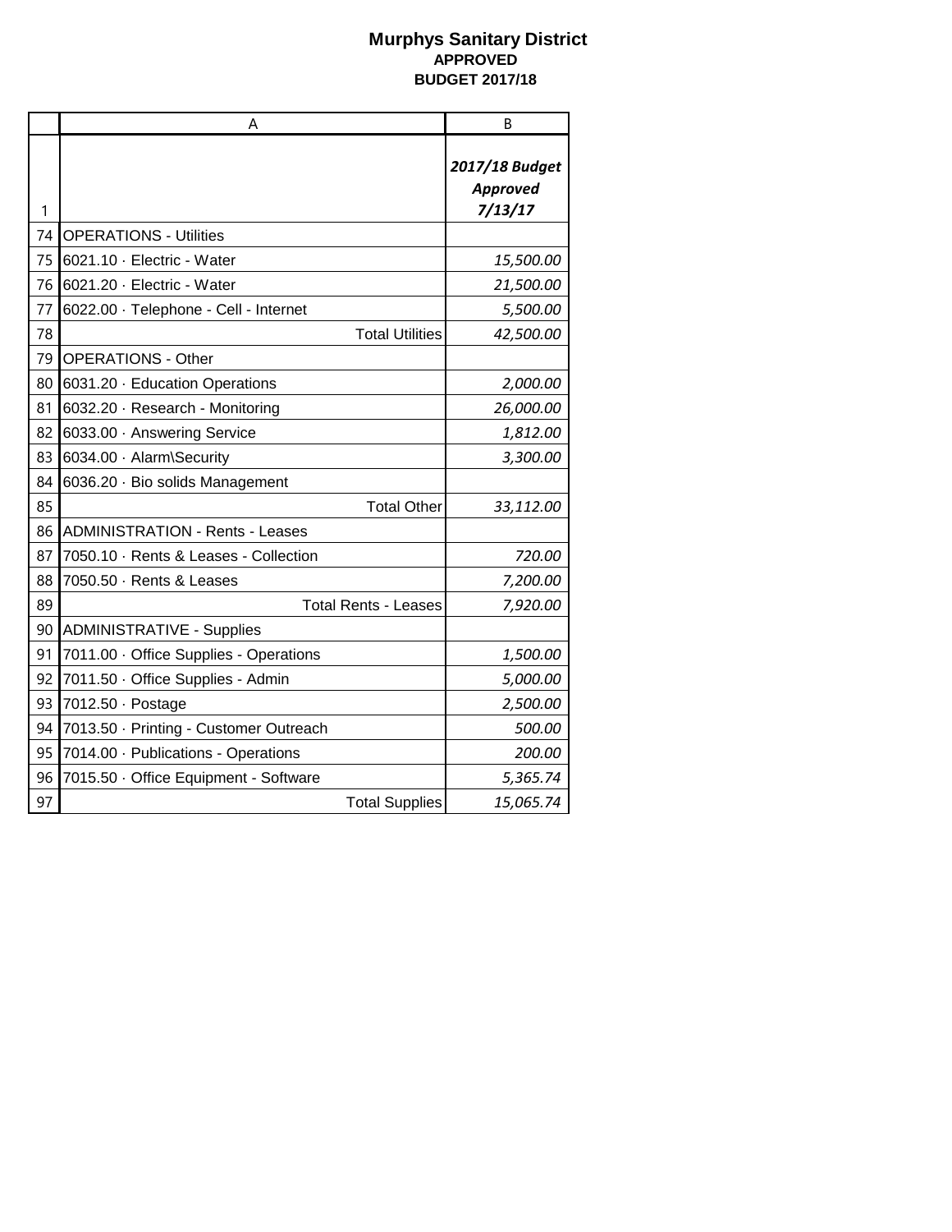# Murphys Sanitary District

**APPROVED**

**BUDGET 2017/18**

| | A | B |
|---|---|---|
| 1 | | ***2017/18 Budget Approved 7/13/17*** |
| 74 | OPERATIONS - Utilities | |
| 75 | 6021.10 · Electric - Water | *15,500.00* |
| 76 | 6021.20 · Electric - Water | *21,500.00* |
| 77 | 6022.00 · Telephone - Cell - Internet | *5,500.00* |
| 78 | Total Utilities | *42,500.00* |
| 79 | OPERATIONS - Other | |
| 80 | 6031.20 · Education Operations | *2,000.00* |
| 81 | 6032.20 · Research - Monitoring | *26,000.00* |
| 82 | 6033.00 · Answering Service | *1,812.00* |
| 83 | 6034.00 · Alarm\Security | *3,300.00* |
| 84 | 6036.20 · Bio solids Management | |
| 85 | Total Other | *33,112.00* |
| 86 | ADMINISTRATION - Rents - Leases | |
| 87 | 7050.10 · Rents & Leases - Collection | *720.00* |
| 88 | 7050.50 · Rents & Leases | *7,200.00* |
| 89 | Total Rents - Leases | *7,920.00* |
| 90 | ADMINISTRATIVE - Supplies | |
| 91 | 7011.00 · Office Supplies - Operations | *1,500.00* |
| 92 | 7011.50 · Office Supplies - Admin | *5,000.00* |
| 93 | 7012.50 · Postage | *2,500.00* |
| 94 | 7013.50 · Printing - Customer Outreach | *500.00* |
| 95 | 7014.00 · Publications - Operations | *200.00* |
| 96 | 7015.50 · Office Equipment - Software | *5,365.74* |
| 97 | Total Supplies | *15,065.74* |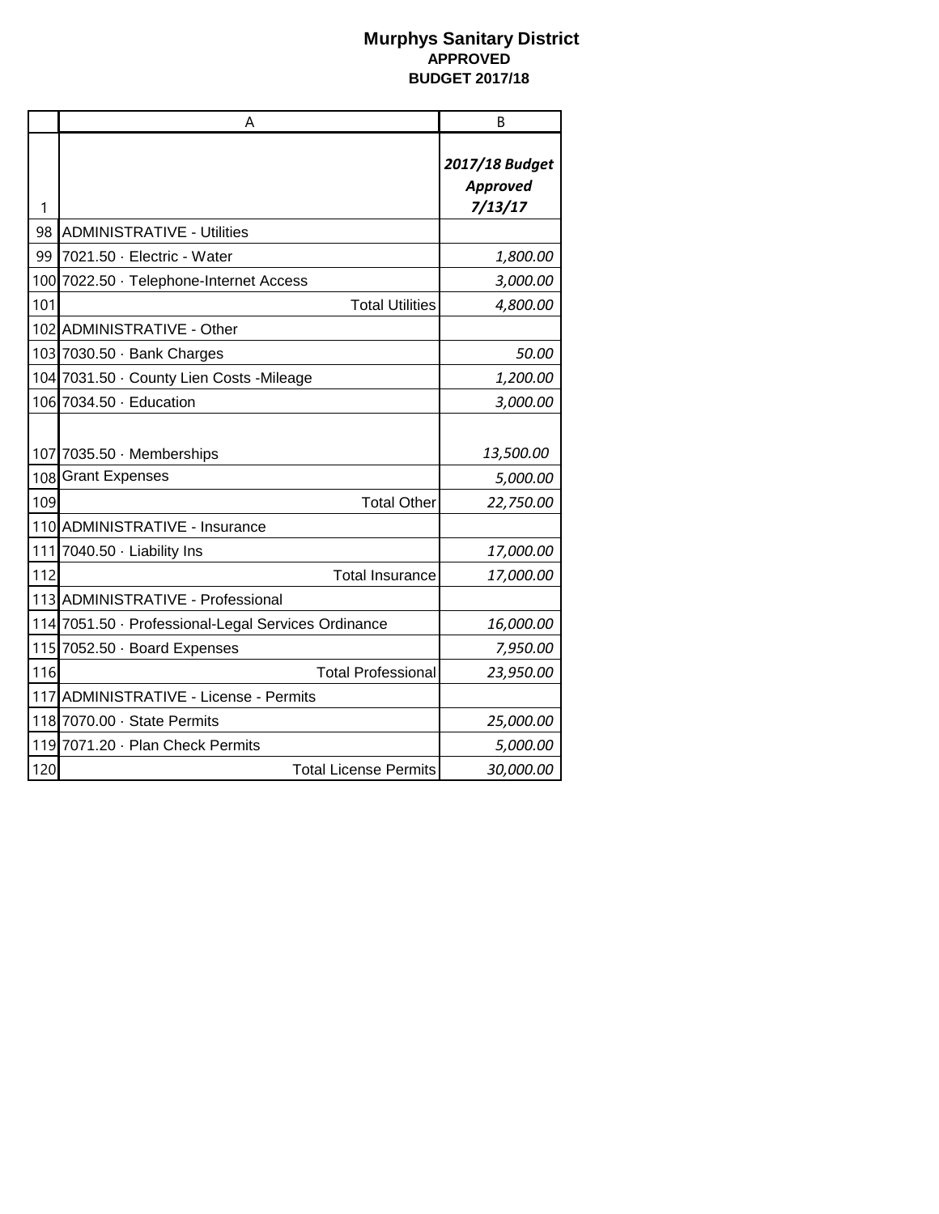# Murphys Sanitary District

**APPROVED**

**BUDGET 2017/18**

| | A | B |
|---|---|---|
| 1 | | ***2017/18 Budget Approved 7/13/17*** |
| 98 | ADMINISTRATIVE - Utilities | |
| 99 | 7021.50 · Electric - Water | *1,800.00* |
| 100 | 7022.50 · Telephone-Internet Access | *3,000.00* |
| 101 | Total Utilities | *4,800.00* |
| 102 | ADMINISTRATIVE - Other | |
| 103 | 7030.50 · Bank Charges | *50.00* |
| 104 | 7031.50 · County Lien Costs -Mileage | *1,200.00* |
| 106 | 7034.50 · Education | *3,000.00* |
| 107 | 7035.50 · Memberships | *13,500.00* |
| 108 | Grant Expenses | *5,000.00* |
| 109 | Total Other | *22,750.00* |
| 110 | ADMINISTRATIVE - Insurance | |
| 111 | 7040.50 · Liability Ins | *17,000.00* |
| 112 | Total Insurance | *17,000.00* |
| 113 | ADMINISTRATIVE - Professional | |
| 114 | 7051.50 · Professional-Legal Services Ordinance | *16,000.00* |
| 115 | 7052.50 · Board Expenses | *7,950.00* |
| 116 | Total Professional | *23,950.00* |
| 117 | ADMINISTRATIVE - License - Permits | |
| 118 | 7070.00 · State Permits | *25,000.00* |
| 119 | 7071.20 · Plan Check Permits | *5,000.00* |
| 120 | Total License Permits | *30,000.00* |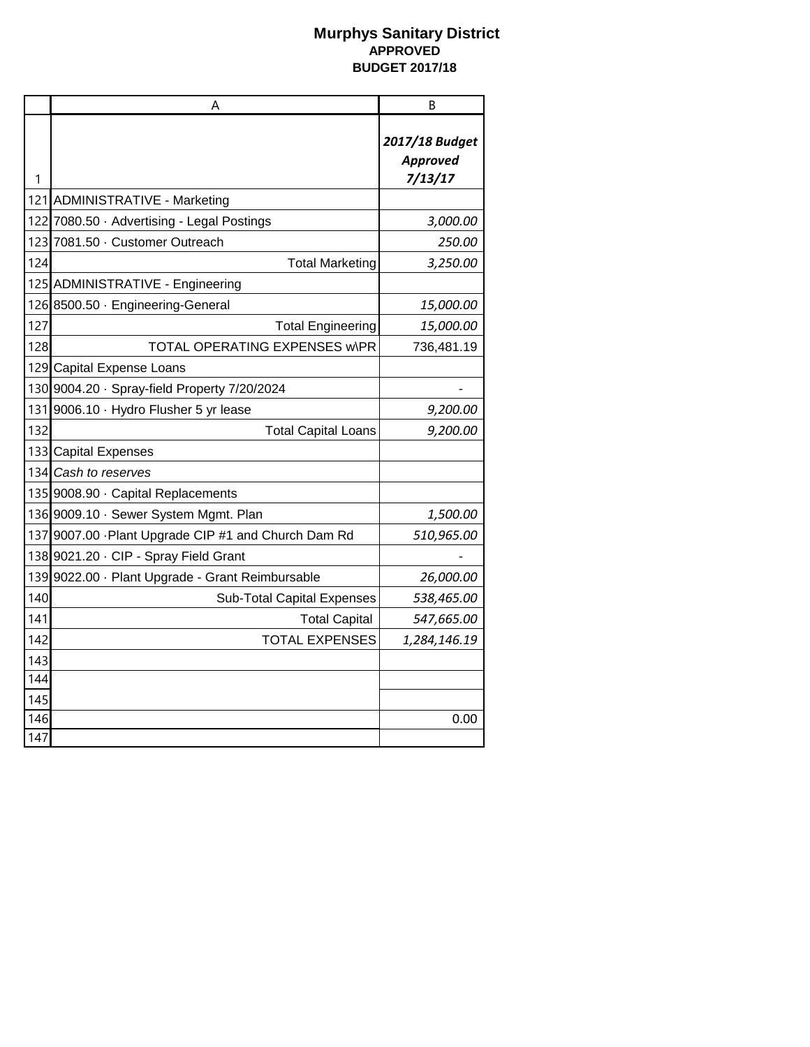**Murphys Sanitary District**
**APPROVED**
**BUDGET 2017/18**

| | A | B |
|---|---|---|
| 1 | | ***2017/18 Budget Approved 7/13/17*** |
| 121 | ADMINISTRATIVE - Marketing | |
| 122 | 7080.50 · Advertising - Legal Postings | *3,000.00* |
| 123 | 7081.50 · Customer Outreach | *250.00* |
| 124 | Total Marketing | *3,250.00* |
| 125 | ADMINISTRATIVE - Engineering | |
| 126 | 8500.50 · Engineering-General | *15,000.00* |
| 127 | Total Engineering | *15,000.00* |
| 128 | TOTAL OPERATING EXPENSES w\PR | 736,481.19 |
| 129 | Capital Expense Loans | |
| 130 | 9004.20 · Spray-field Property 7/20/2024 | - |
| 131 | 9006.10 · Hydro Flusher 5 yr lease | *9,200.00* |
| 132 | Total Capital Loans | *9,200.00* |
| 133 | Capital Expenses | |
| 134 | *Cash to reserves* | |
| 135 | 9008.90 · Capital Replacements | |
| 136 | 9009.10 · Sewer System Mgmt. Plan | *1,500.00* |
| 137 | 9007.00 ·Plant Upgrade CIP #1 and Church Dam Rd | *510,965.00* |
| 138 | 9021.20 · CIP - Spray Field Grant | - |
| 139 | 9022.00 · Plant Upgrade - Grant Reimbursable | *26,000.00* |
| 140 | Sub-Total Capital Expenses | *538,465.00* |
| 141 | Total Capital | *547,665.00* |
| 142 | TOTAL EXPENSES | *1,284,146.19* |
| 143 | | |
| 144 | | |
| 145 | | |
| 146 | | 0.00 |
| 147 | | |